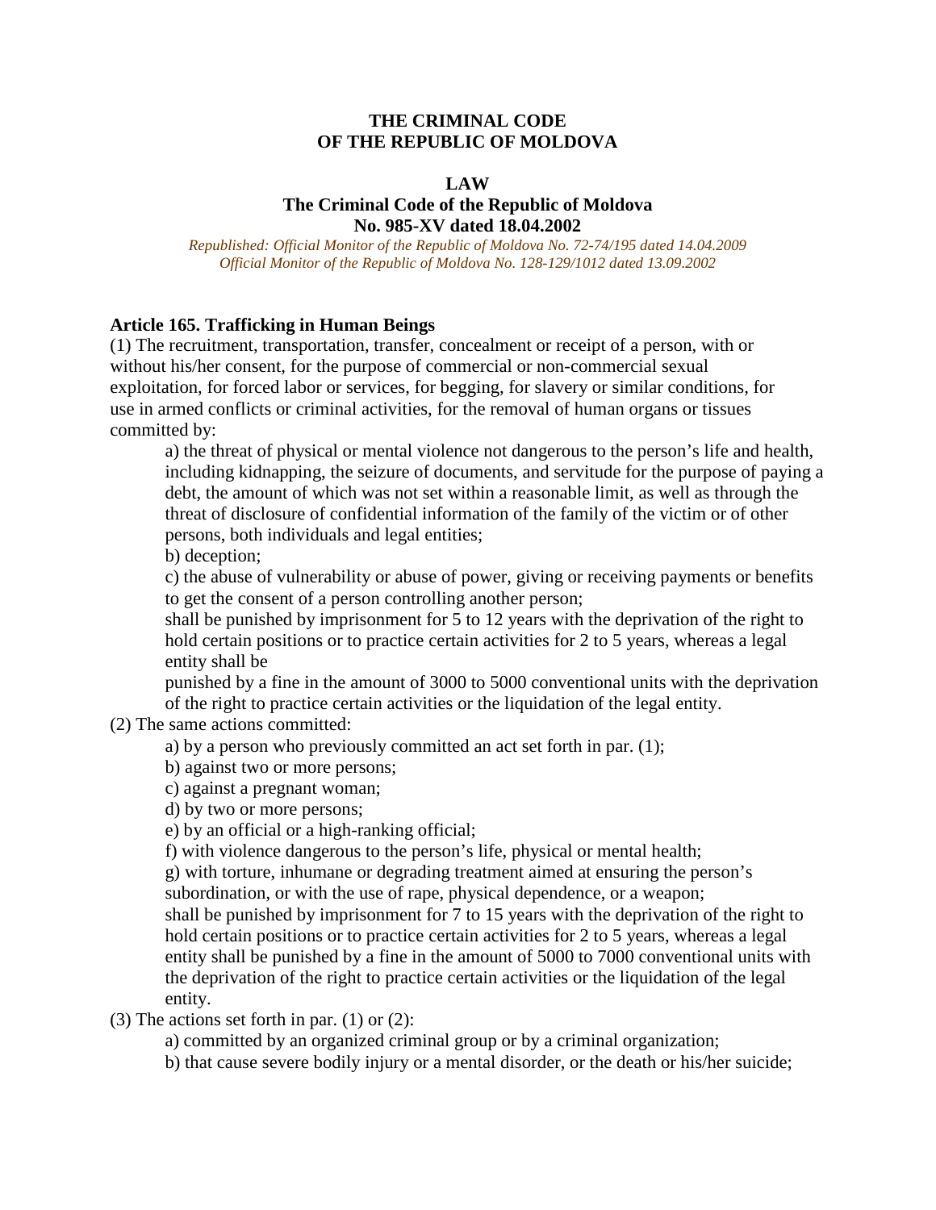# THE CRIMINAL CODE
# OF THE REPUBLIC OF MOLDOVA

## LAW
## The Criminal Code of the Republic of Moldova
## No. 985-XV dated 18.04.2002

*Republished: Official Monitor of the Republic of Moldova No. 72-74/195 dated 14.04.2009*
*Official Monitor of the Republic of Moldova No. 128-129/1012 dated 13.09.2002*

**Article 165. Trafficking in Human Beings**

(1) The recruitment, transportation, transfer, concealment or receipt of a person, with or without his/her consent, for the purpose of commercial or non-commercial sexual exploitation, for forced labor or services, for begging, for slavery or similar conditions, for use in armed conflicts or criminal activities, for the removal of human organs or tissues committed by:

a) the threat of physical or mental violence not dangerous to the person's life and health, including kidnapping, the seizure of documents, and servitude for the purpose of paying a debt, the amount of which was not set within a reasonable limit, as well as through the threat of disclosure of confidential information of the family of the victim or of other persons, both individuals and legal entities;

b) deception;

c) the abuse of vulnerability or abuse of power, giving or receiving payments or benefits to get the consent of a person controlling another person;

shall be punished by imprisonment for 5 to 12 years with the deprivation of the right to hold certain positions or to practice certain activities for 2 to 5 years, whereas a legal entity shall be

punished by a fine in the amount of 3000 to 5000 conventional units with the deprivation of the right to practice certain activities or the liquidation of the legal entity.

(2) The same actions committed:

a) by a person who previously committed an act set forth in par. (1);

b) against two or more persons;

c) against a pregnant woman;

d) by two or more persons;

e) by an official or a high-ranking official;

f) with violence dangerous to the person's life, physical or mental health;

g) with torture, inhumane or degrading treatment aimed at ensuring the person's subordination, or with the use of rape, physical dependence, or a weapon;

shall be punished by imprisonment for 7 to 15 years with the deprivation of the right to hold certain positions or to practice certain activities for 2 to 5 years, whereas a legal entity shall be punished by a fine in the amount of 5000 to 7000 conventional units with the deprivation of the right to practice certain activities or the liquidation of the legal entity.

(3) The actions set forth in par. (1) or (2):

a) committed by an organized criminal group or by a criminal organization;

b) that cause severe bodily injury or a mental disorder, or the death or his/her suicide;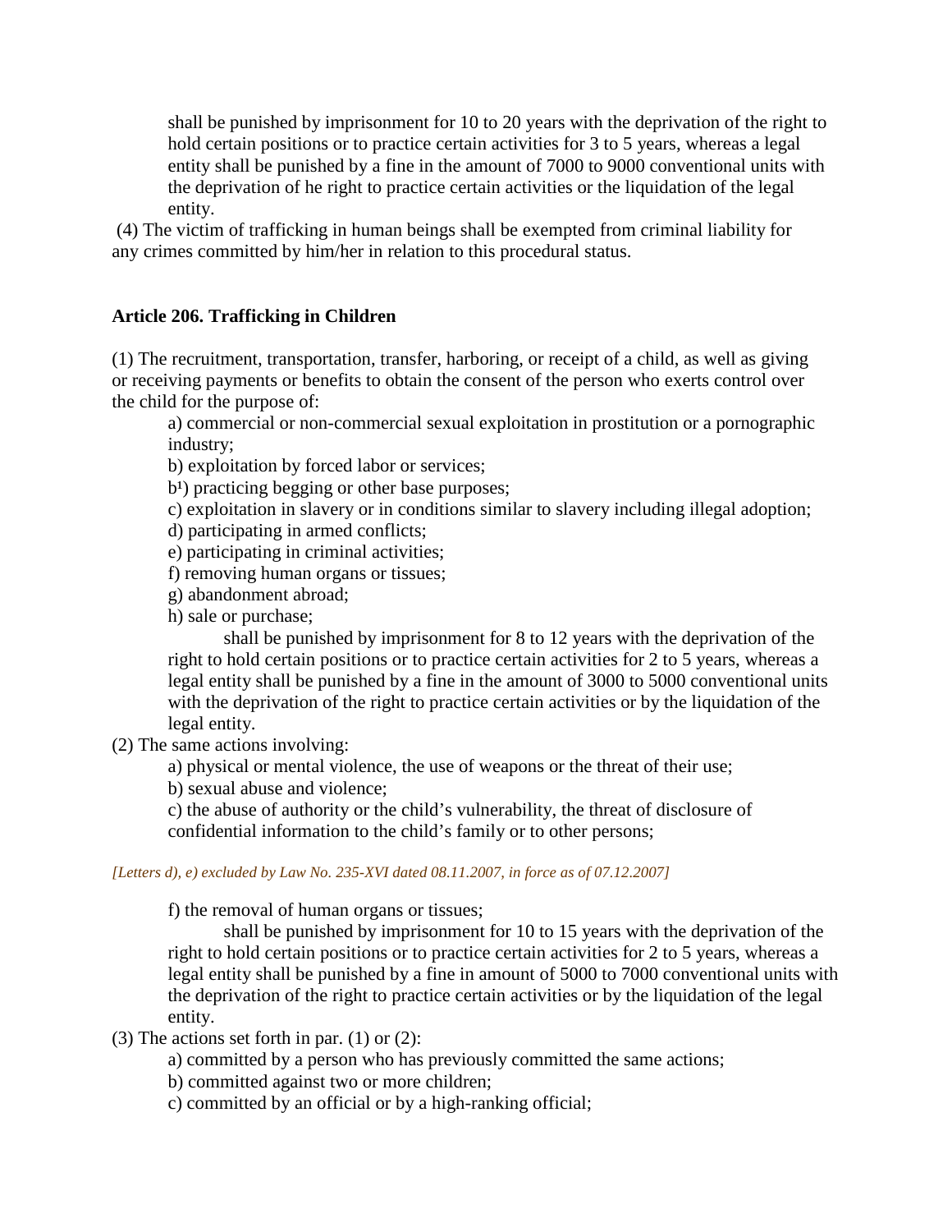shall be punished by imprisonment for 10 to 20 years with the deprivation of the right to hold certain positions or to practice certain activities for 3 to 5 years, whereas a legal entity shall be punished by a fine in the amount of 7000 to 9000 conventional units with the deprivation of he right to practice certain activities or the liquidation of the legal entity.

(4) The victim of trafficking in human beings shall be exempted from criminal liability for any crimes committed by him/her in relation to this procedural status.

**Article 206. Trafficking in Children**

(1) The recruitment, transportation, transfer, harboring, or receipt of a child, as well as giving or receiving payments or benefits to obtain the consent of the person who exerts control over the child for the purpose of:

a) commercial or non-commercial sexual exploitation in prostitution or a pornographic industry;

b) exploitation by forced labor or services;

b[1]) practicing begging or other base purposes;

c) exploitation in slavery or in conditions similar to slavery including illegal adoption;

d) participating in armed conflicts;

e) participating in criminal activities;

f) removing human organs or tissues;

g) abandonment abroad;

h) sale or purchase;

shall be punished by imprisonment for 8 to 12 years with the deprivation of the right to hold certain positions or to practice certain activities for 2 to 5 years, whereas a legal entity shall be punished by a fine in the amount of 3000 to 5000 conventional units with the deprivation of the right to practice certain activities or by the liquidation of the legal entity.

(2) The same actions involving:

a) physical or mental violence, the use of weapons or the threat of their use;

b) sexual abuse and violence;

c) the abuse of authority or the child's vulnerability, the threat of disclosure of confidential information to the child's family or to other persons;

*[Letters d), e) excluded by Law No. 235-XVI dated 08.11.2007, in force as of 07.12.2007]*

f) the removal of human organs or tissues;

shall be punished by imprisonment for 10 to 15 years with the deprivation of the right to hold certain positions or to practice certain activities for 2 to 5 years, whereas a legal entity shall be punished by a fine in amount of 5000 to 7000 conventional units with the deprivation of the right to practice certain activities or by the liquidation of the legal entity.

(3) The actions set forth in par. (1) or (2):

a) committed by a person who has previously committed the same actions;

b) committed against two or more children;

c) committed by an official or by a high-ranking official;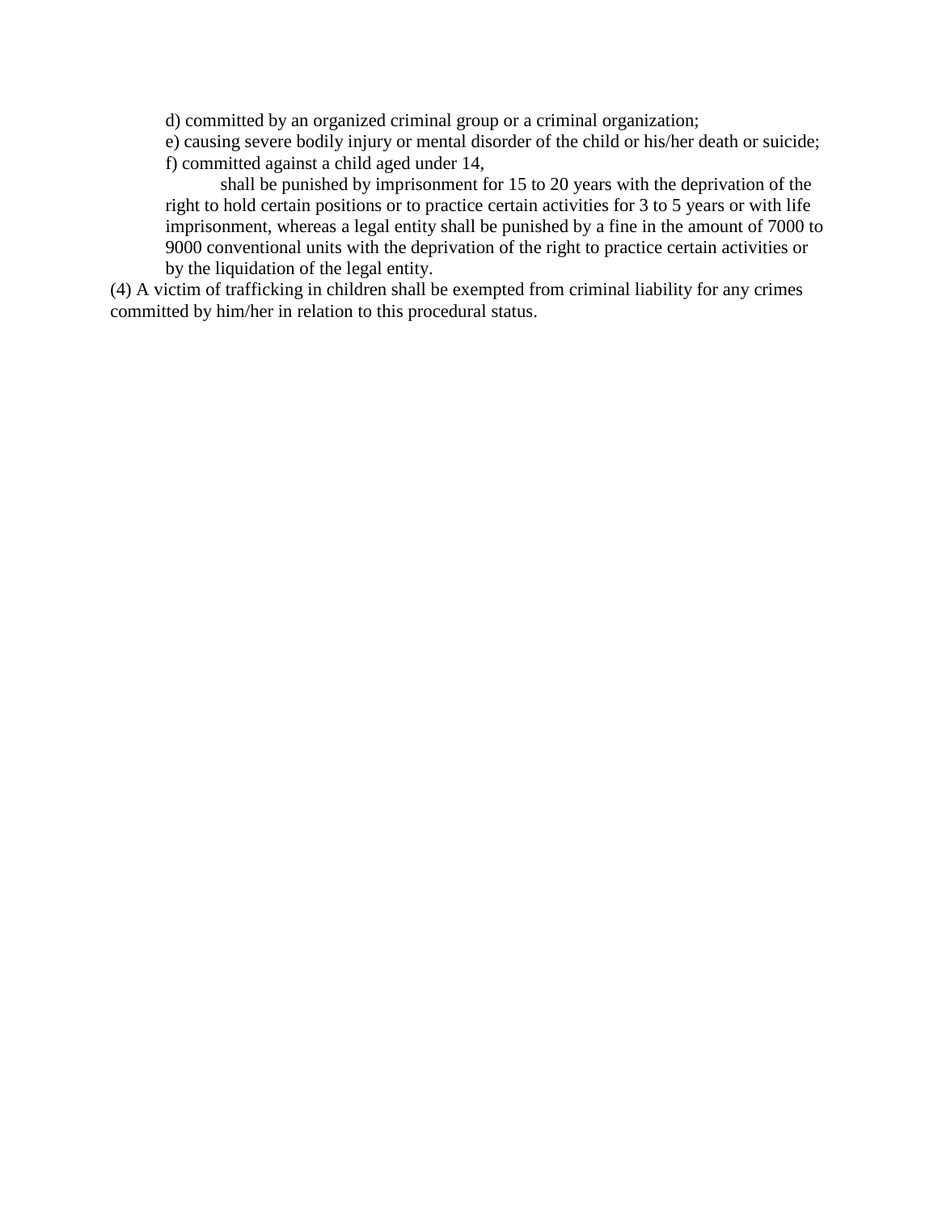d) committed by an organized criminal group or a criminal organization;

e) causing severe bodily injury or mental disorder of the child or his/her death or suicide;

f) committed against a child aged under 14,

shall be punished by imprisonment for 15 to 20 years with the deprivation of the right to hold certain positions or to practice certain activities for 3 to 5 years or with life imprisonment, whereas a legal entity shall be punished by a fine in the amount of 7000 to 9000 conventional units with the deprivation of the right to practice certain activities or by the liquidation of the legal entity.

(4) A victim of trafficking in children shall be exempted from criminal liability for any crimes committed by him/her in relation to this procedural status.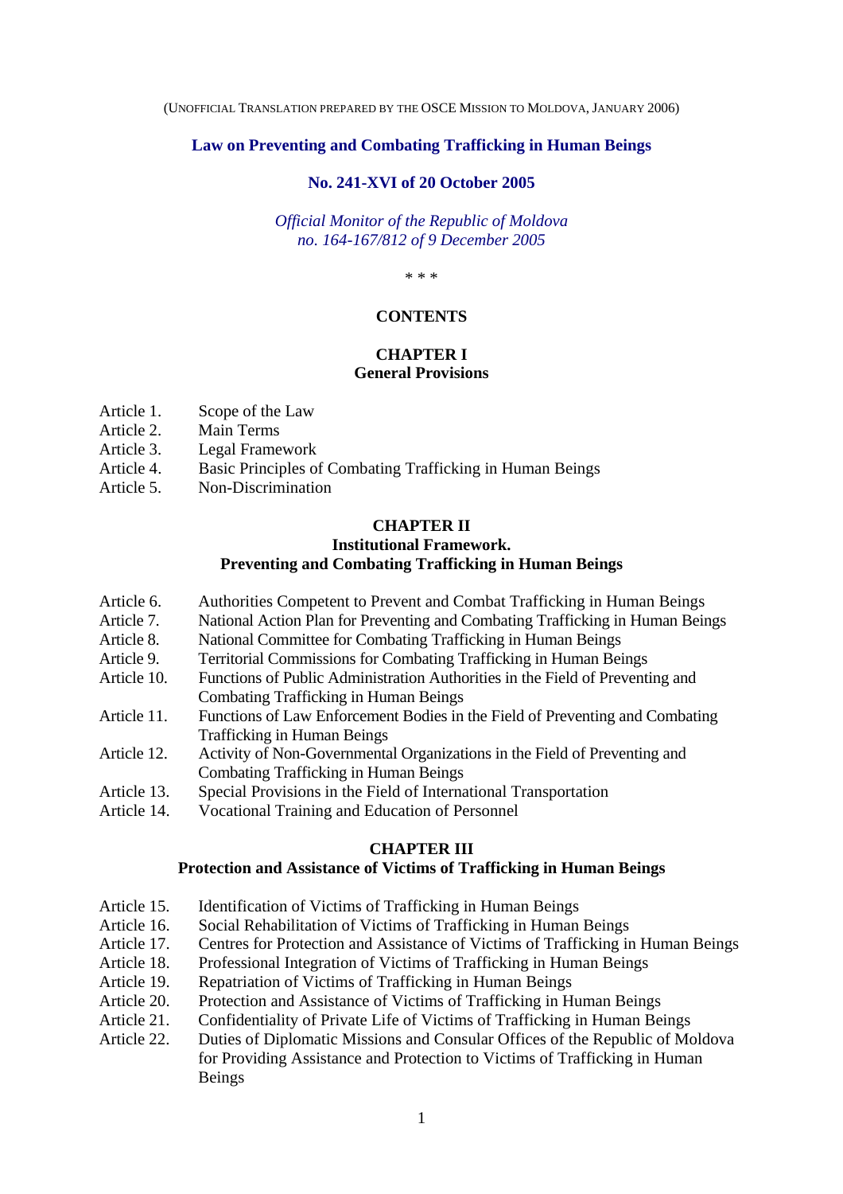(UNOFFICIAL TRANSLATION PREPARED BY THE OSCE MISSION TO MOLDOVA, JANUARY 2006)

# Law on Preventing and Combating Trafficking in Human Beings

## No. 241-XVI of 20 October 2005

*Official Monitor of the Republic of Moldova*
*no. 164-167/812 of 9 December 2005*

\* \* \*

## CONTENTS

### CHAPTER I
### General Provisions

- Article 1. Scope of the Law
- Article 2. Main Terms
- Article 3. Legal Framework
- Article 4. Basic Principles of Combating Trafficking in Human Beings
- Article 5. Non-Discrimination

### CHAPTER II
### Institutional Framework. Preventing and Combating Trafficking in Human Beings

- Article 6. Authorities Competent to Prevent and Combat Trafficking in Human Beings
- Article 7. National Action Plan for Preventing and Combating Trafficking in Human Beings
- Article 8. National Committee for Combating Trafficking in Human Beings
- Article 9. Territorial Commissions for Combating Trafficking in Human Beings
- Article 10. Functions of Public Administration Authorities in the Field of Preventing and Combating Trafficking in Human Beings
- Article 11. Functions of Law Enforcement Bodies in the Field of Preventing and Combating Trafficking in Human Beings
- Article 12. Activity of Non-Governmental Organizations in the Field of Preventing and Combating Trafficking in Human Beings
- Article 13. Special Provisions in the Field of International Transportation
- Article 14. Vocational Training and Education of Personnel

### CHAPTER III
### Protection and Assistance of Victims of Trafficking in Human Beings

- Article 15. Identification of Victims of Trafficking in Human Beings
- Article 16. Social Rehabilitation of Victims of Trafficking in Human Beings
- Article 17. Centres for Protection and Assistance of Victims of Trafficking in Human Beings
- Article 18. Professional Integration of Victims of Trafficking in Human Beings
- Article 19. Repatriation of Victims of Trafficking in Human Beings
- Article 20. Protection and Assistance of Victims of Trafficking in Human Beings
- Article 21. Confidentiality of Private Life of Victims of Trafficking in Human Beings
- Article 22. Duties of Diplomatic Missions and Consular Offices of the Republic of Moldova for Providing Assistance and Protection to Victims of Trafficking in Human Beings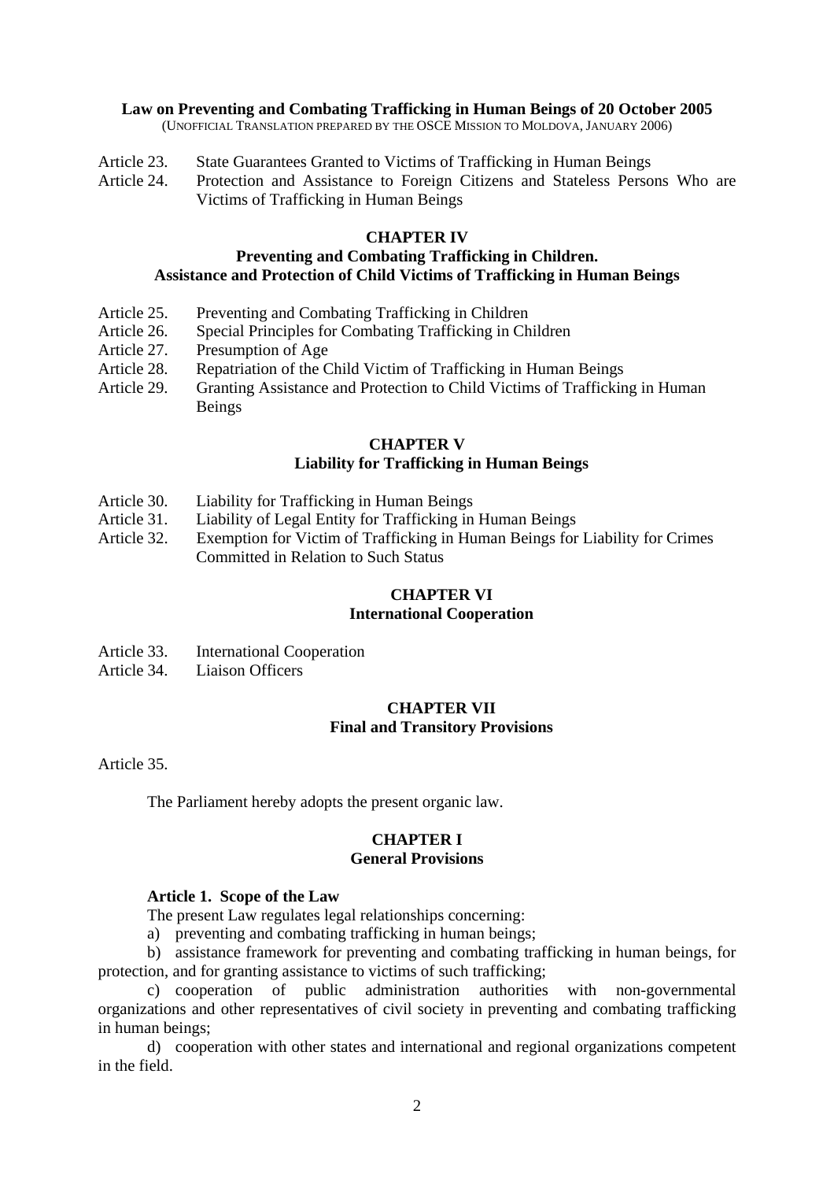**Law on Preventing and Combating Trafficking in Human Beings of 20 October 2005**
(UNOFFICIAL TRANSLATION PREPARED BY THE OSCE MISSION TO MOLDOVA, JANUARY 2006)

Article 23. State Guarantees Granted to Victims of Trafficking in Human Beings
Article 24. Protection and Assistance to Foreign Citizens and Stateless Persons Who are Victims of Trafficking in Human Beings

**CHAPTER IV**
**Preventing and Combating Trafficking in Children.**
**Assistance and Protection of Child Victims of Trafficking in Human Beings**

Article 25. Preventing and Combating Trafficking in Children
Article 26. Special Principles for Combating Trafficking in Children
Article 27. Presumption of Age
Article 28. Repatriation of the Child Victim of Trafficking in Human Beings
Article 29. Granting Assistance and Protection to Child Victims of Trafficking in Human Beings

**CHAPTER V**
**Liability for Trafficking in Human Beings**

Article 30. Liability for Trafficking in Human Beings
Article 31. Liability of Legal Entity for Trafficking in Human Beings
Article 32. Exemption for Victim of Trafficking in Human Beings for Liability for Crimes Committed in Relation to Such Status

**CHAPTER VI**
**International Cooperation**

Article 33. International Cooperation
Article 34. Liaison Officers

**CHAPTER VII**
**Final and Transitory Provisions**

Article 35.

The Parliament hereby adopts the present organic law.

## CHAPTER I
## General Provisions

**Article 1. Scope of the Law**

The present Law regulates legal relationships concerning:

a) preventing and combating trafficking in human beings;

b) assistance framework for preventing and combating trafficking in human beings, for protection, and for granting assistance to victims of such trafficking;

c) cooperation of public administration authorities with non-governmental organizations and other representatives of civil society in preventing and combating trafficking in human beings;

d) cooperation with other states and international and regional organizations competent in the field.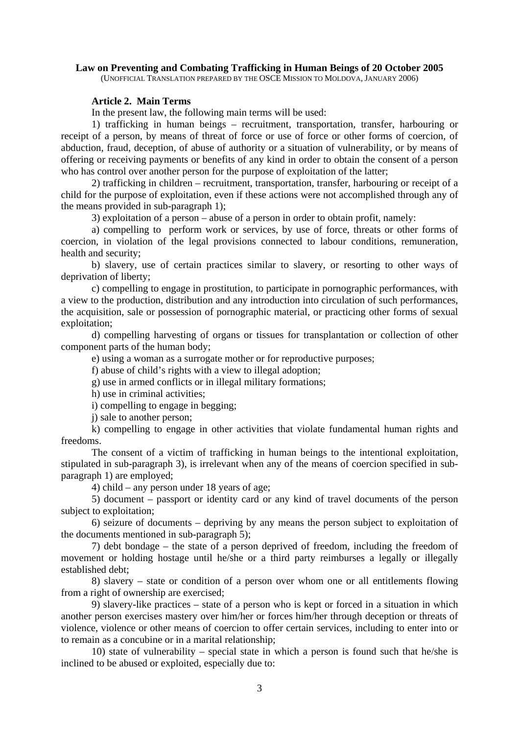**Law on Preventing and Combating Trafficking in Human Beings of 20 October 2005**

(UNOFFICIAL TRANSLATION PREPARED BY THE OSCE MISSION TO MOLDOVA, JANUARY 2006)

**Article 2. Main Terms**

In the present law, the following main terms will be used:

1) trafficking in human beings – recruitment, transportation, transfer, harbouring or receipt of a person, by means of threat of force or use of force or other forms of coercion, of abduction, fraud, deception, of abuse of authority or a situation of vulnerability, or by means of offering or receiving payments or benefits of any kind in order to obtain the consent of a person who has control over another person for the purpose of exploitation of the latter;

2) trafficking in children – recruitment, transportation, transfer, harbouring or receipt of a child for the purpose of exploitation, even if these actions were not accomplished through any of the means provided in sub-paragraph 1);

3) exploitation of a person – abuse of a person in order to obtain profit, namely:

a) compelling to perform work or services, by use of force, threats or other forms of coercion, in violation of the legal provisions connected to labour conditions, remuneration, health and security;

b) slavery, use of certain practices similar to slavery, or resorting to other ways of deprivation of liberty;

c) compelling to engage in prostitution, to participate in pornographic performances, with a view to the production, distribution and any introduction into circulation of such performances, the acquisition, sale or possession of pornographic material, or practicing other forms of sexual exploitation;

d) compelling harvesting of organs or tissues for transplantation or collection of other component parts of the human body;

e) using a woman as a surrogate mother or for reproductive purposes;

f) abuse of child's rights with a view to illegal adoption;

g) use in armed conflicts or in illegal military formations;

h) use in criminal activities;

i) compelling to engage in begging;

j) sale to another person;

k) compelling to engage in other activities that violate fundamental human rights and freedoms.

The consent of a victim of trafficking in human beings to the intentional exploitation, stipulated in sub-paragraph 3), is irrelevant when any of the means of coercion specified in sub-paragraph 1) are employed;

4) child – any person under 18 years of age;

5) document – passport or identity card or any kind of travel documents of the person subject to exploitation;

6) seizure of documents – depriving by any means the person subject to exploitation of the documents mentioned in sub-paragraph 5);

7) debt bondage – the state of a person deprived of freedom, including the freedom of movement or holding hostage until he/she or a third party reimburses a legally or illegally established debt;

8) slavery – state or condition of a person over whom one or all entitlements flowing from a right of ownership are exercised;

9) slavery-like practices – state of a person who is kept or forced in a situation in which another person exercises mastery over him/her or forces him/her through deception or threats of violence, violence or other means of coercion to offer certain services, including to enter into or to remain as a concubine or in a marital relationship;

10) state of vulnerability – special state in which a person is found such that he/she is inclined to be abused or exploited, especially due to: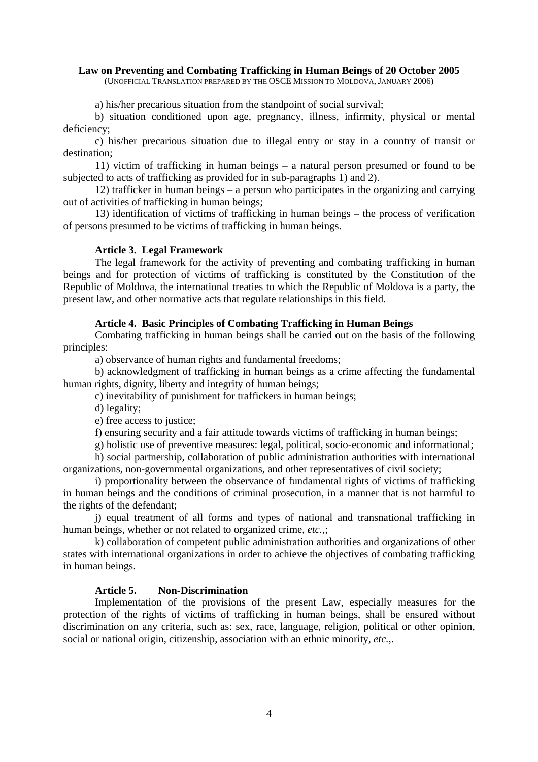a) his/her precarious situation from the standpoint of social survival;

b) situation conditioned upon age, pregnancy, illness, infirmity, physical or mental deficiency;

c) his/her precarious situation due to illegal entry or stay in a country of transit or destination;

11) victim of trafficking in human beings – a natural person presumed or found to be subjected to acts of trafficking as provided for in sub-paragraphs 1) and 2).

12) trafficker in human beings – a person who participates in the organizing and carrying out of activities of trafficking in human beings;

13) identification of victims of trafficking in human beings – the process of verification of persons presumed to be victims of trafficking in human beings.

**Article 3. Legal Framework**

The legal framework for the activity of preventing and combating trafficking in human beings and for protection of victims of trafficking is constituted by the Constitution of the Republic of Moldova, the international treaties to which the Republic of Moldova is a party, the present law, and other normative acts that regulate relationships in this field.

**Article 4. Basic Principles of Combating Trafficking in Human Beings**

Combating trafficking in human beings shall be carried out on the basis of the following principles:

a) observance of human rights and fundamental freedoms;

b) acknowledgment of trafficking in human beings as a crime affecting the fundamental human rights, dignity, liberty and integrity of human beings;

c) inevitability of punishment for traffickers in human beings;

d) legality;

e) free access to justice;

f) ensuring security and a fair attitude towards victims of trafficking in human beings;

g) holistic use of preventive measures: legal, political, socio-economic and informational;

h) social partnership, collaboration of public administration authorities with international organizations, non-governmental organizations, and other representatives of civil society;

i) proportionality between the observance of fundamental rights of victims of trafficking in human beings and the conditions of criminal prosecution, in a manner that is not harmful to the rights of the defendant;

j) equal treatment of all forms and types of national and transnational trafficking in human beings, whether or not related to organized crime, *etc.*,;

k) collaboration of competent public administration authorities and organizations of other states with international organizations in order to achieve the objectives of combating trafficking in human beings.

**Article 5. Non-Discrimination**

Implementation of the provisions of the present Law, especially measures for the protection of the rights of victims of trafficking in human beings, shall be ensured without discrimination on any criteria, such as: sex, race, language, religion, political or other opinion, social or national origin, citizenship, association with an ethnic minority, *etc.*,.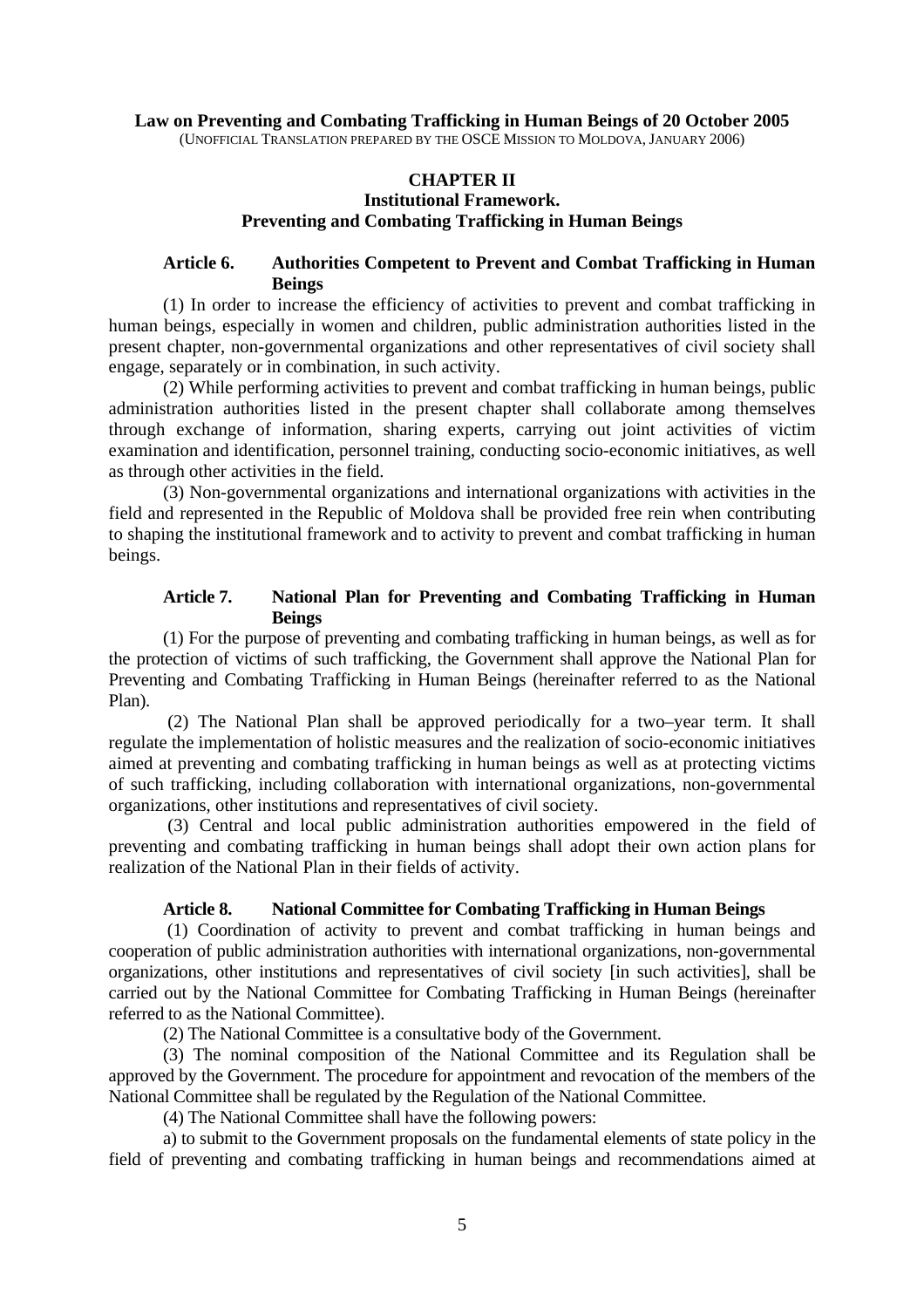**Law on Preventing and Combating Trafficking in Human Beings of 20 October 2005**

(UNOFFICIAL TRANSLATION PREPARED BY THE OSCE MISSION TO MOLDOVA, JANUARY 2006)

## CHAPTER II
## Institutional Framework. Preventing and Combating Trafficking in Human Beings

### Article 6. Authorities Competent to Prevent and Combat Trafficking in Human Beings

(1) In order to increase the efficiency of activities to prevent and combat trafficking in human beings, especially in women and children, public administration authorities listed in the present chapter, non-governmental organizations and other representatives of civil society shall engage, separately or in combination, in such activity.

(2) While performing activities to prevent and combat trafficking in human beings, public administration authorities listed in the present chapter shall collaborate among themselves through exchange of information, sharing experts, carrying out joint activities of victim examination and identification, personnel training, conducting socio-economic initiatives, as well as through other activities in the field.

(3) Non-governmental organizations and international organizations with activities in the field and represented in the Republic of Moldova shall be provided free rein when contributing to shaping the institutional framework and to activity to prevent and combat trafficking in human beings.

### Article 7. National Plan for Preventing and Combating Trafficking in Human Beings

(1) For the purpose of preventing and combating trafficking in human beings, as well as for the protection of victims of such trafficking, the Government shall approve the National Plan for Preventing and Combating Trafficking in Human Beings (hereinafter referred to as the National Plan).

(2) The National Plan shall be approved periodically for a two–year term. It shall regulate the implementation of holistic measures and the realization of socio-economic initiatives aimed at preventing and combating trafficking in human beings as well as at protecting victims of such trafficking, including collaboration with international organizations, non-governmental organizations, other institutions and representatives of civil society.

(3) Central and local public administration authorities empowered in the field of preventing and combating trafficking in human beings shall adopt their own action plans for realization of the National Plan in their fields of activity.

### Article 8. National Committee for Combating Trafficking in Human Beings

(1) Coordination of activity to prevent and combat trafficking in human beings and cooperation of public administration authorities with international organizations, non-governmental organizations, other institutions and representatives of civil society [in such activities], shall be carried out by the National Committee for Combating Trafficking in Human Beings (hereinafter referred to as the National Committee).

(2) The National Committee is a consultative body of the Government.

(3) The nominal composition of the National Committee and its Regulation shall be approved by the Government. The procedure for appointment and revocation of the members of the National Committee shall be regulated by the Regulation of the National Committee.

(4) The National Committee shall have the following powers:

a) to submit to the Government proposals on the fundamental elements of state policy in the field of preventing and combating trafficking in human beings and recommendations aimed at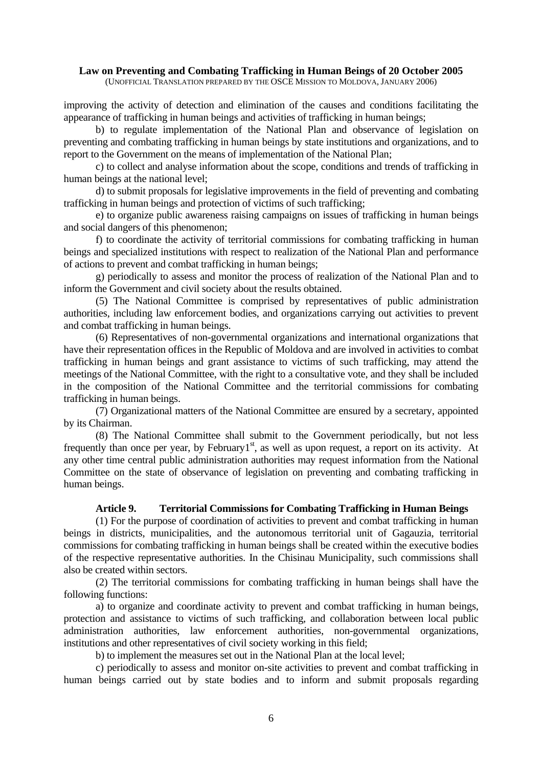improving the activity of detection and elimination of the causes and conditions facilitating the appearance of trafficking in human beings and activities of trafficking in human beings;

b) to regulate implementation of the National Plan and observance of legislation on preventing and combating trafficking in human beings by state institutions and organizations, and to report to the Government on the means of implementation of the National Plan;

c) to collect and analyse information about the scope, conditions and trends of trafficking in human beings at the national level;

d) to submit proposals for legislative improvements in the field of preventing and combating trafficking in human beings and protection of victims of such trafficking;

e) to organize public awareness raising campaigns on issues of trafficking in human beings and social dangers of this phenomenon;

f) to coordinate the activity of territorial commissions for combating trafficking in human beings and specialized institutions with respect to realization of the National Plan and performance of actions to prevent and combat trafficking in human beings;

g) periodically to assess and monitor the process of realization of the National Plan and to inform the Government and civil society about the results obtained.

(5) The National Committee is comprised by representatives of public administration authorities, including law enforcement bodies, and organizations carrying out activities to prevent and combat trafficking in human beings.

(6) Representatives of non-governmental organizations and international organizations that have their representation offices in the Republic of Moldova and are involved in activities to combat trafficking in human beings and grant assistance to victims of such trafficking, may attend the meetings of the National Committee, with the right to a consultative vote, and they shall be included in the composition of the National Committee and the territorial commissions for combating trafficking in human beings.

(7) Organizational matters of the National Committee are ensured by a secretary, appointed by its Chairman.

(8) The National Committee shall submit to the Government periodically, but not less frequently than once per year, by February1st, as well as upon request, a report on its activity. At any other time central public administration authorities may request information from the National Committee on the state of observance of legislation on preventing and combating trafficking in human beings.

### Article 9. Territorial Commissions for Combating Trafficking in Human Beings

(1) For the purpose of coordination of activities to prevent and combat trafficking in human beings in districts, municipalities, and the autonomous territorial unit of Gagauzia, territorial commissions for combating trafficking in human beings shall be created within the executive bodies of the respective representative authorities. In the Chisinau Municipality, such commissions shall also be created within sectors.

(2) The territorial commissions for combating trafficking in human beings shall have the following functions:

a) to organize and coordinate activity to prevent and combat trafficking in human beings, protection and assistance to victims of such trafficking, and collaboration between local public administration authorities, law enforcement authorities, non-governmental organizations, institutions and other representatives of civil society working in this field;

b) to implement the measures set out in the National Plan at the local level;

c) periodically to assess and monitor on-site activities to prevent and combat trafficking in human beings carried out by state bodies and to inform and submit proposals regarding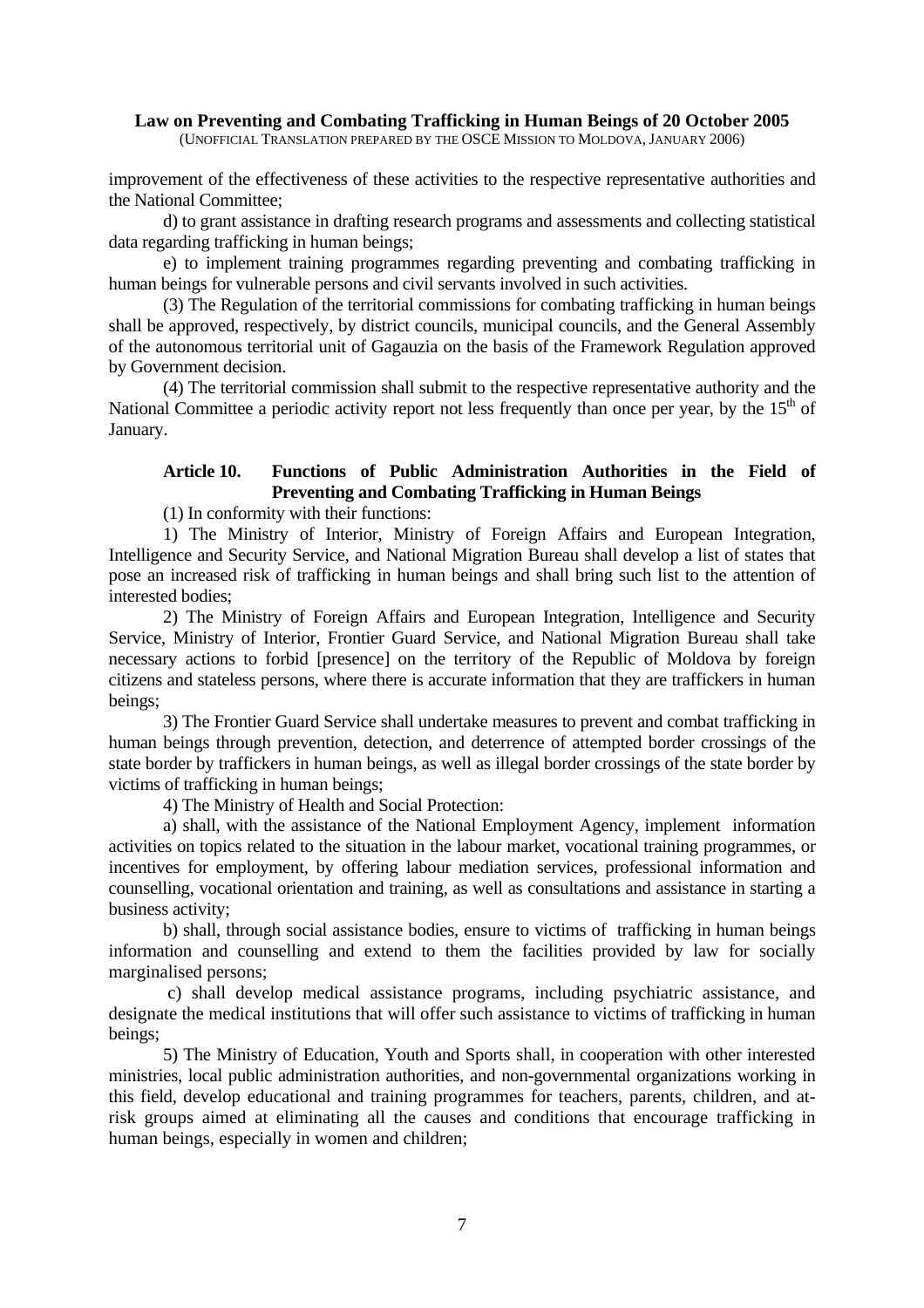improvement of the effectiveness of these activities to the respective representative authorities and the National Committee;

d) to grant assistance in drafting research programs and assessments and collecting statistical data regarding trafficking in human beings;

e) to implement training programmes regarding preventing and combating trafficking in human beings for vulnerable persons and civil servants involved in such activities.

(3) The Regulation of the territorial commissions for combating trafficking in human beings shall be approved, respectively, by district councils, municipal councils, and the General Assembly of the autonomous territorial unit of Gagauzia on the basis of the Framework Regulation approved by Government decision.

(4) The territorial commission shall submit to the respective representative authority and the National Committee a periodic activity report not less frequently than once per year, by the 15th of January.

### Article 10. Functions of Public Administration Authorities in the Field of Preventing and Combating Trafficking in Human Beings

(1) In conformity with their functions:

1) The Ministry of Interior, Ministry of Foreign Affairs and European Integration, Intelligence and Security Service, and National Migration Bureau shall develop a list of states that pose an increased risk of trafficking in human beings and shall bring such list to the attention of interested bodies;

2) The Ministry of Foreign Affairs and European Integration, Intelligence and Security Service, Ministry of Interior, Frontier Guard Service, and National Migration Bureau shall take necessary actions to forbid [presence] on the territory of the Republic of Moldova by foreign citizens and stateless persons, where there is accurate information that they are traffickers in human beings;

3) The Frontier Guard Service shall undertake measures to prevent and combat trafficking in human beings through prevention, detection, and deterrence of attempted border crossings of the state border by traffickers in human beings, as well as illegal border crossings of the state border by victims of trafficking in human beings;

4) The Ministry of Health and Social Protection:

a) shall, with the assistance of the National Employment Agency, implement information activities on topics related to the situation in the labour market, vocational training programmes, or incentives for employment, by offering labour mediation services, professional information and counselling, vocational orientation and training, as well as consultations and assistance in starting a business activity;

b) shall, through social assistance bodies, ensure to victims of trafficking in human beings information and counselling and extend to them the facilities provided by law for socially marginalised persons;

c) shall develop medical assistance programs, including psychiatric assistance, and designate the medical institutions that will offer such assistance to victims of trafficking in human beings;

5) The Ministry of Education, Youth and Sports shall, in cooperation with other interested ministries, local public administration authorities, and non-governmental organizations working in this field, develop educational and training programmes for teachers, parents, children, and at-risk groups aimed at eliminating all the causes and conditions that encourage trafficking in human beings, especially in women and children;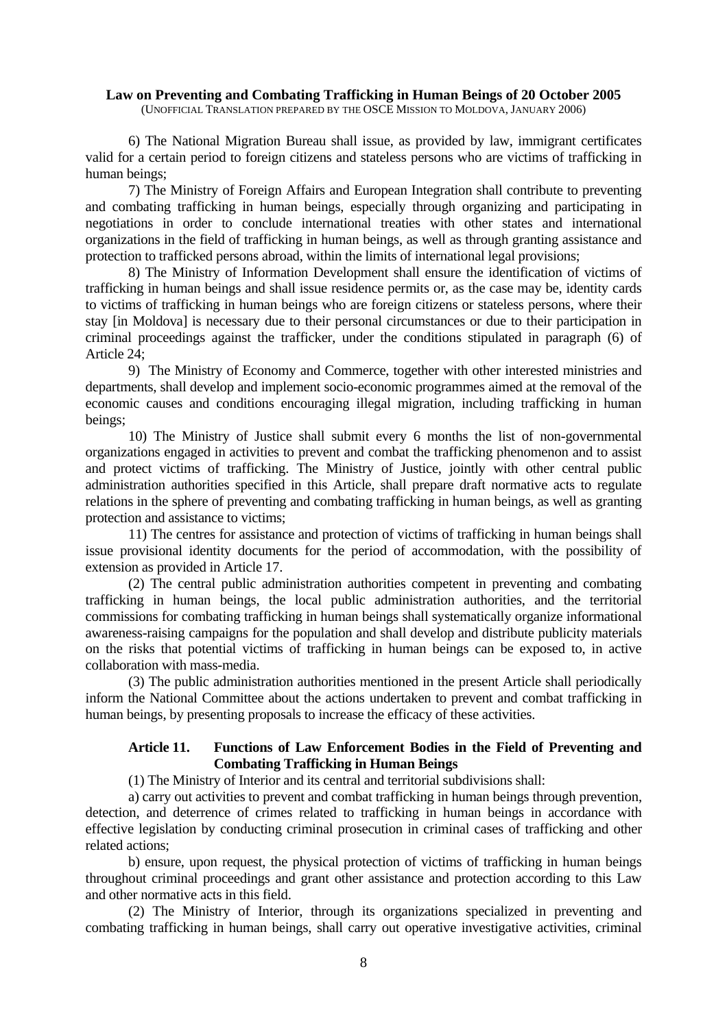6) The National Migration Bureau shall issue, as provided by law, immigrant certificates valid for a certain period to foreign citizens and stateless persons who are victims of trafficking in human beings;

7) The Ministry of Foreign Affairs and European Integration shall contribute to preventing and combating trafficking in human beings, especially through organizing and participating in negotiations in order to conclude international treaties with other states and international organizations in the field of trafficking in human beings, as well as through granting assistance and protection to trafficked persons abroad, within the limits of international legal provisions;

8) The Ministry of Information Development shall ensure the identification of victims of trafficking in human beings and shall issue residence permits or, as the case may be, identity cards to victims of trafficking in human beings who are foreign citizens or stateless persons, where their stay [in Moldova] is necessary due to their personal circumstances or due to their participation in criminal proceedings against the trafficker, under the conditions stipulated in paragraph (6) of Article 24;

9) The Ministry of Economy and Commerce, together with other interested ministries and departments, shall develop and implement socio-economic programmes aimed at the removal of the economic causes and conditions encouraging illegal migration, including trafficking in human beings;

10) The Ministry of Justice shall submit every 6 months the list of non-governmental organizations engaged in activities to prevent and combat the trafficking phenomenon and to assist and protect victims of trafficking. The Ministry of Justice, jointly with other central public administration authorities specified in this Article, shall prepare draft normative acts to regulate relations in the sphere of preventing and combating trafficking in human beings, as well as granting protection and assistance to victims;

11) The centres for assistance and protection of victims of trafficking in human beings shall issue provisional identity documents for the period of accommodation, with the possibility of extension as provided in Article 17.

(2) The central public administration authorities competent in preventing and combating trafficking in human beings, the local public administration authorities, and the territorial commissions for combating trafficking in human beings shall systematically organize informational awareness-raising campaigns for the population and shall develop and distribute publicity materials on the risks that potential victims of trafficking in human beings can be exposed to, in active collaboration with mass-media.

(3) The public administration authorities mentioned in the present Article shall periodically inform the National Committee about the actions undertaken to prevent and combat trafficking in human beings, by presenting proposals to increase the efficacy of these activities.

### Article 11. Functions of Law Enforcement Bodies in the Field of Preventing and Combating Trafficking in Human Beings

(1) The Ministry of Interior and its central and territorial subdivisions shall:

a) carry out activities to prevent and combat trafficking in human beings through prevention, detection, and deterrence of crimes related to trafficking in human beings in accordance with effective legislation by conducting criminal prosecution in criminal cases of trafficking and other related actions;

b) ensure, upon request, the physical protection of victims of trafficking in human beings throughout criminal proceedings and grant other assistance and protection according to this Law and other normative acts in this field.

(2) The Ministry of Interior, through its organizations specialized in preventing and combating trafficking in human beings, shall carry out operative investigative activities, criminal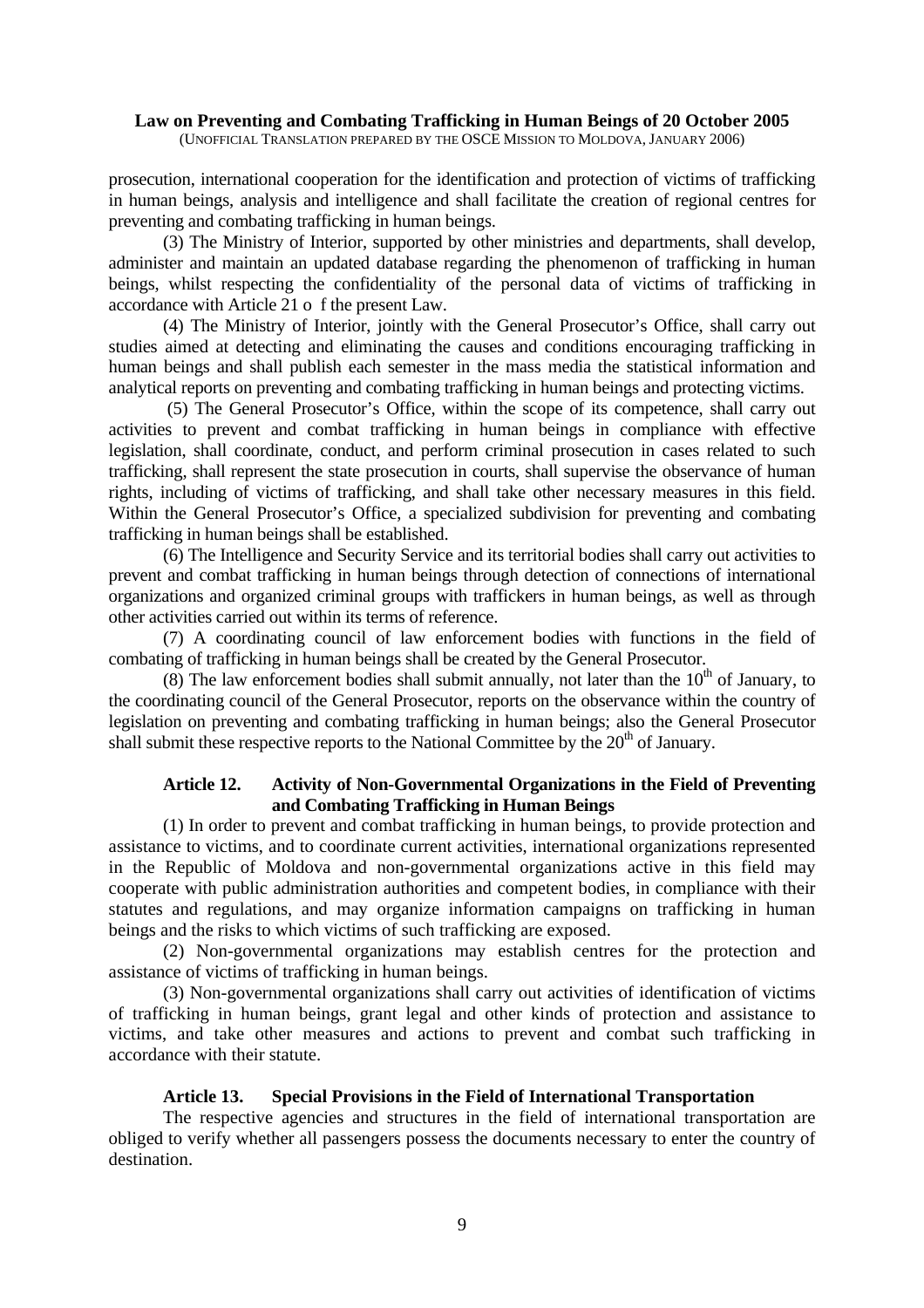prosecution, international cooperation for the identification and protection of victims of trafficking in human beings, analysis and intelligence and shall facilitate the creation of regional centres for preventing and combating trafficking in human beings.

(3) The Ministry of Interior, supported by other ministries and departments, shall develop, administer and maintain an updated database regarding the phenomenon of trafficking in human beings, whilst respecting the confidentiality of the personal data of victims of trafficking in accordance with Article 21 o f the present Law.

(4) The Ministry of Interior, jointly with the General Prosecutor's Office, shall carry out studies aimed at detecting and eliminating the causes and conditions encouraging trafficking in human beings and shall publish each semester in the mass media the statistical information and analytical reports on preventing and combating trafficking in human beings and protecting victims.

(5) The General Prosecutor's Office, within the scope of its competence, shall carry out activities to prevent and combat trafficking in human beings in compliance with effective legislation, shall coordinate, conduct, and perform criminal prosecution in cases related to such trafficking, shall represent the state prosecution in courts, shall supervise the observance of human rights, including of victims of trafficking, and shall take other necessary measures in this field. Within the General Prosecutor's Office, a specialized subdivision for preventing and combating trafficking in human beings shall be established.

(6) The Intelligence and Security Service and its territorial bodies shall carry out activities to prevent and combat trafficking in human beings through detection of connections of international organizations and organized criminal groups with traffickers in human beings, as well as through other activities carried out within its terms of reference.

(7) A coordinating council of law enforcement bodies with functions in the field of combating of trafficking in human beings shall be created by the General Prosecutor.

(8) The law enforcement bodies shall submit annually, not later than the 10th of January, to the coordinating council of the General Prosecutor, reports on the observance within the country of legislation on preventing and combating trafficking in human beings; also the General Prosecutor shall submit these respective reports to the National Committee by the 20th of January.

### Article 12. Activity of Non-Governmental Organizations in the Field of Preventing and Combating Trafficking in Human Beings

(1) In order to prevent and combat trafficking in human beings, to provide protection and assistance to victims, and to coordinate current activities, international organizations represented in the Republic of Moldova and non-governmental organizations active in this field may cooperate with public administration authorities and competent bodies, in compliance with their statutes and regulations, and may organize information campaigns on trafficking in human beings and the risks to which victims of such trafficking are exposed.

(2) Non-governmental organizations may establish centres for the protection and assistance of victims of trafficking in human beings.

(3) Non-governmental organizations shall carry out activities of identification of victims of trafficking in human beings, grant legal and other kinds of protection and assistance to victims, and take other measures and actions to prevent and combat such trafficking in accordance with their statute.

### Article 13. Special Provisions in the Field of International Transportation

The respective agencies and structures in the field of international transportation are obliged to verify whether all passengers possess the documents necessary to enter the country of destination.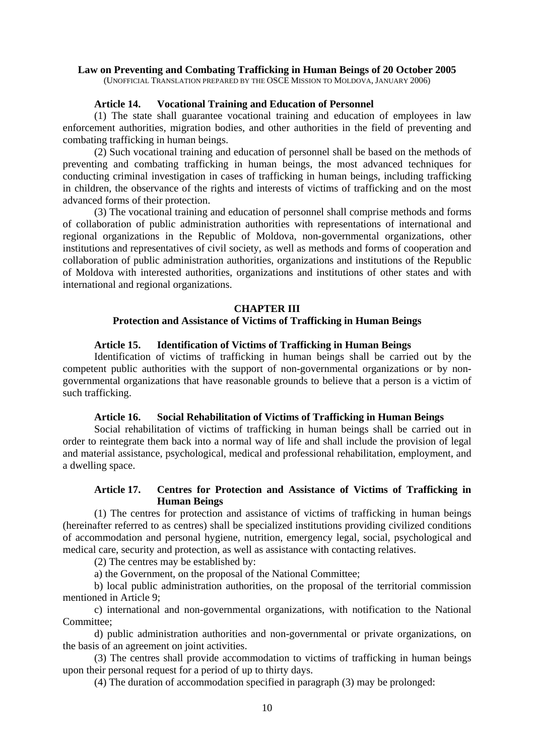**Law on Preventing and Combating Trafficking in Human Beings of 20 October 2005**
(UNOFFICIAL TRANSLATION PREPARED BY THE OSCE MISSION TO MOLDOVA, JANUARY 2006)

### Article 14. Vocational Training and Education of Personnel

(1) The state shall guarantee vocational training and education of employees in law enforcement authorities, migration bodies, and other authorities in the field of preventing and combating trafficking in human beings.

(2) Such vocational training and education of personnel shall be based on the methods of preventing and combating trafficking in human beings, the most advanced techniques for conducting criminal investigation in cases of trafficking in human beings, including trafficking in children, the observance of the rights and interests of victims of trafficking and on the most advanced forms of their protection.

(3) The vocational training and education of personnel shall comprise methods and forms of collaboration of public administration authorities with representations of international and regional organizations in the Republic of Moldova, non-governmental organizations, other institutions and representatives of civil society, as well as methods and forms of cooperation and collaboration of public administration authorities, organizations and institutions of the Republic of Moldova with interested authorities, organizations and institutions of other states and with international and regional organizations.

## CHAPTER III
## Protection and Assistance of Victims of Trafficking in Human Beings

### Article 15. Identification of Victims of Trafficking in Human Beings

Identification of victims of trafficking in human beings shall be carried out by the competent public authorities with the support of non-governmental organizations or by non-governmental organizations that have reasonable grounds to believe that a person is a victim of such trafficking.

### Article 16. Social Rehabilitation of Victims of Trafficking in Human Beings

Social rehabilitation of victims of trafficking in human beings shall be carried out in order to reintegrate them back into a normal way of life and shall include the provision of legal and material assistance, psychological, medical and professional rehabilitation, employment, and a dwelling space.

### Article 17. Centres for Protection and Assistance of Victims of Trafficking in Human Beings

(1) The centres for protection and assistance of victims of trafficking in human beings (hereinafter referred to as centres) shall be specialized institutions providing civilized conditions of accommodation and personal hygiene, nutrition, emergency legal, social, psychological and medical care, security and protection, as well as assistance with contacting relatives.

(2) The centres may be established by:

a) the Government, on the proposal of the National Committee;

b) local public administration authorities, on the proposal of the territorial commission mentioned in Article 9;

c) international and non-governmental organizations, with notification to the National Committee;

d) public administration authorities and non-governmental or private organizations, on the basis of an agreement on joint activities.

(3) The centres shall provide accommodation to victims of trafficking in human beings upon their personal request for a period of up to thirty days.

(4) The duration of accommodation specified in paragraph (3) may be prolonged: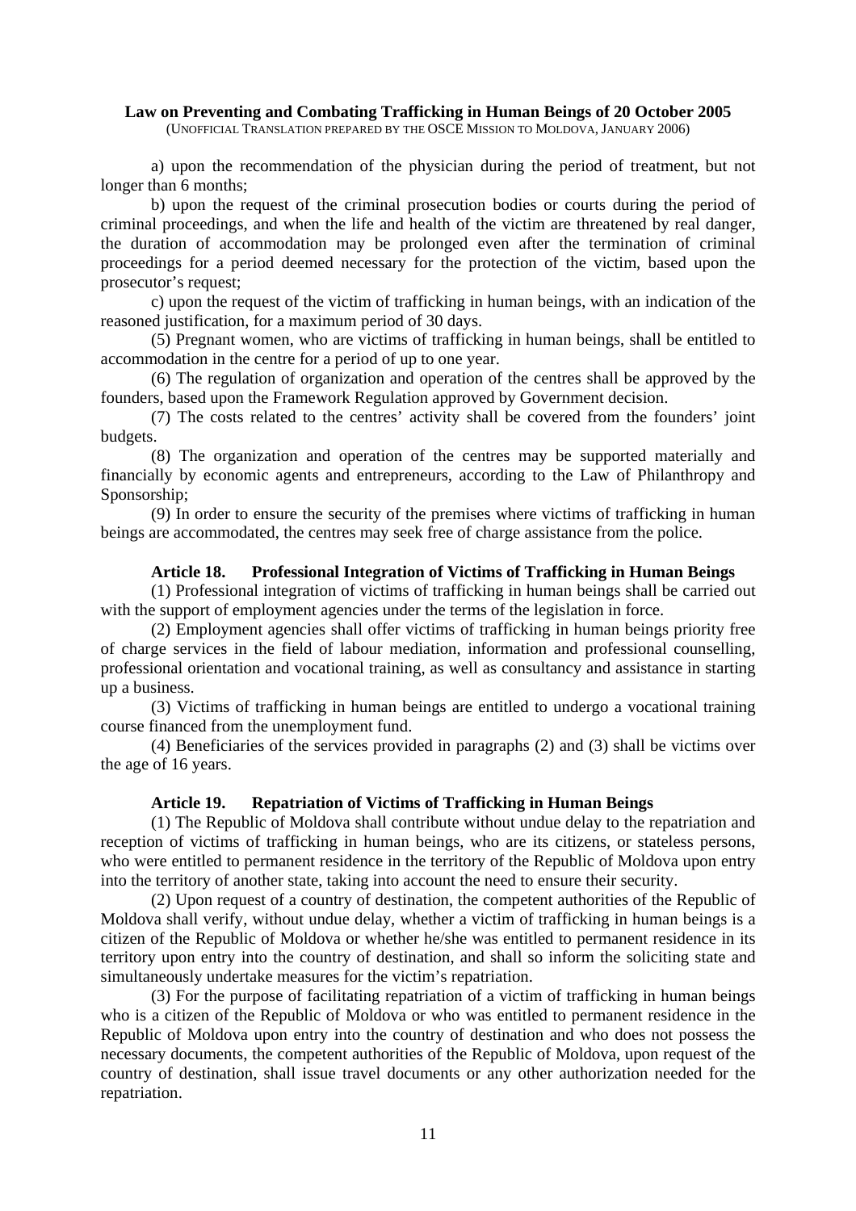a) upon the recommendation of the physician during the period of treatment, but not longer than 6 months;

b) upon the request of the criminal prosecution bodies or courts during the period of criminal proceedings, and when the life and health of the victim are threatened by real danger, the duration of accommodation may be prolonged even after the termination of criminal proceedings for a period deemed necessary for the protection of the victim, based upon the prosecutor's request;

c) upon the request of the victim of trafficking in human beings, with an indication of the reasoned justification, for a maximum period of 30 days.

(5) Pregnant women, who are victims of trafficking in human beings, shall be entitled to accommodation in the centre for a period of up to one year.

(6) The regulation of organization and operation of the centres shall be approved by the founders, based upon the Framework Regulation approved by Government decision.

(7) The costs related to the centres' activity shall be covered from the founders' joint budgets.

(8) The organization and operation of the centres may be supported materially and financially by economic agents and entrepreneurs, according to the Law of Philanthropy and Sponsorship;

(9) In order to ensure the security of the premises where victims of trafficking in human beings are accommodated, the centres may seek free of charge assistance from the police.

### Article 18. Professional Integration of Victims of Trafficking in Human Beings

(1) Professional integration of victims of trafficking in human beings shall be carried out with the support of employment agencies under the terms of the legislation in force.

(2) Employment agencies shall offer victims of trafficking in human beings priority free of charge services in the field of labour mediation, information and professional counselling, professional orientation and vocational training, as well as consultancy and assistance in starting up a business.

(3) Victims of trafficking in human beings are entitled to undergo a vocational training course financed from the unemployment fund.

(4) Beneficiaries of the services provided in paragraphs (2) and (3) shall be victims over the age of 16 years.

### Article 19. Repatriation of Victims of Trafficking in Human Beings

(1) The Republic of Moldova shall contribute without undue delay to the repatriation and reception of victims of trafficking in human beings, who are its citizens, or stateless persons, who were entitled to permanent residence in the territory of the Republic of Moldova upon entry into the territory of another state, taking into account the need to ensure their security.

(2) Upon request of a country of destination, the competent authorities of the Republic of Moldova shall verify, without undue delay, whether a victim of trafficking in human beings is a citizen of the Republic of Moldova or whether he/she was entitled to permanent residence in its territory upon entry into the country of destination, and shall so inform the soliciting state and simultaneously undertake measures for the victim's repatriation.

(3) For the purpose of facilitating repatriation of a victim of trafficking in human beings who is a citizen of the Republic of Moldova or who was entitled to permanent residence in the Republic of Moldova upon entry into the country of destination and who does not possess the necessary documents, the competent authorities of the Republic of Moldova, upon request of the country of destination, shall issue travel documents or any other authorization needed for the repatriation.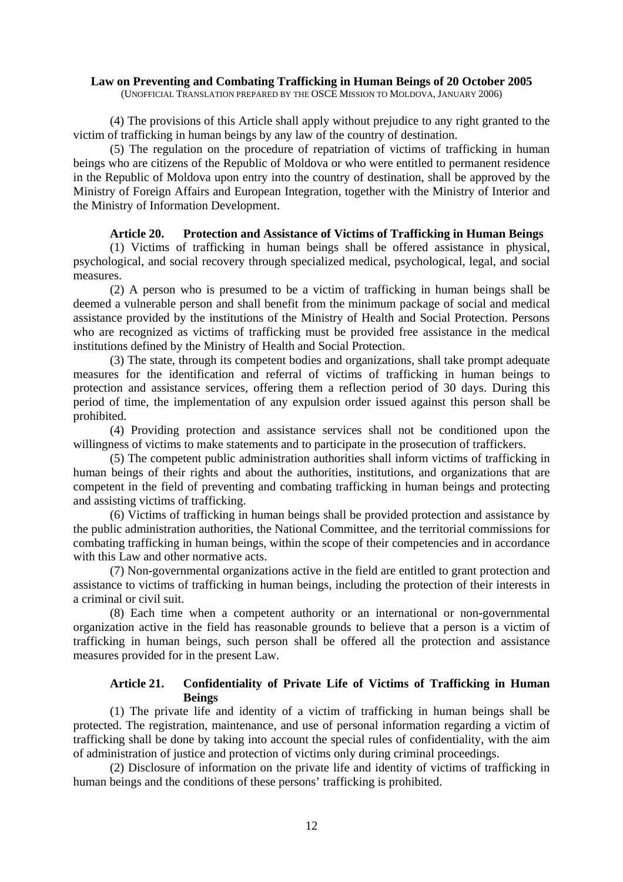(4) The provisions of this Article shall apply without prejudice to any right granted to the victim of trafficking in human beings by any law of the country of destination.

(5) The regulation on the procedure of repatriation of victims of trafficking in human beings who are citizens of the Republic of Moldova or who were entitled to permanent residence in the Republic of Moldova upon entry into the country of destination, shall be approved by the Ministry of Foreign Affairs and European Integration, together with the Ministry of Interior and the Ministry of Information Development.

### Article 20. Protection and Assistance of Victims of Trafficking in Human Beings

(1) Victims of trafficking in human beings shall be offered assistance in physical, psychological, and social recovery through specialized medical, psychological, legal, and social measures.

(2) A person who is presumed to be a victim of trafficking in human beings shall be deemed a vulnerable person and shall benefit from the minimum package of social and medical assistance provided by the institutions of the Ministry of Health and Social Protection. Persons who are recognized as victims of trafficking must be provided free assistance in the medical institutions defined by the Ministry of Health and Social Protection.

(3) The state, through its competent bodies and organizations, shall take prompt adequate measures for the identification and referral of victims of trafficking in human beings to protection and assistance services, offering them a reflection period of 30 days. During this period of time, the implementation of any expulsion order issued against this person shall be prohibited.

(4) Providing protection and assistance services shall not be conditioned upon the willingness of victims to make statements and to participate in the prosecution of traffickers.

(5) The competent public administration authorities shall inform victims of trafficking in human beings of their rights and about the authorities, institutions, and organizations that are competent in the field of preventing and combating trafficking in human beings and protecting and assisting victims of trafficking.

(6) Victims of trafficking in human beings shall be provided protection and assistance by the public administration authorities, the National Committee, and the territorial commissions for combating trafficking in human beings, within the scope of their competencies and in accordance with this Law and other normative acts.

(7) Non-governmental organizations active in the field are entitled to grant protection and assistance to victims of trafficking in human beings, including the protection of their interests in a criminal or civil suit.

(8) Each time when a competent authority or an international or non-governmental organization active in the field has reasonable grounds to believe that a person is a victim of trafficking in human beings, such person shall be offered all the protection and assistance measures provided for in the present Law.

### Article 21. Confidentiality of Private Life of Victims of Trafficking in Human Beings

(1) The private life and identity of a victim of trafficking in human beings shall be protected. The registration, maintenance, and use of personal information regarding a victim of trafficking shall be done by taking into account the special rules of confidentiality, with the aim of administration of justice and protection of victims only during criminal proceedings.

(2) Disclosure of information on the private life and identity of victims of trafficking in human beings and the conditions of these persons' trafficking is prohibited.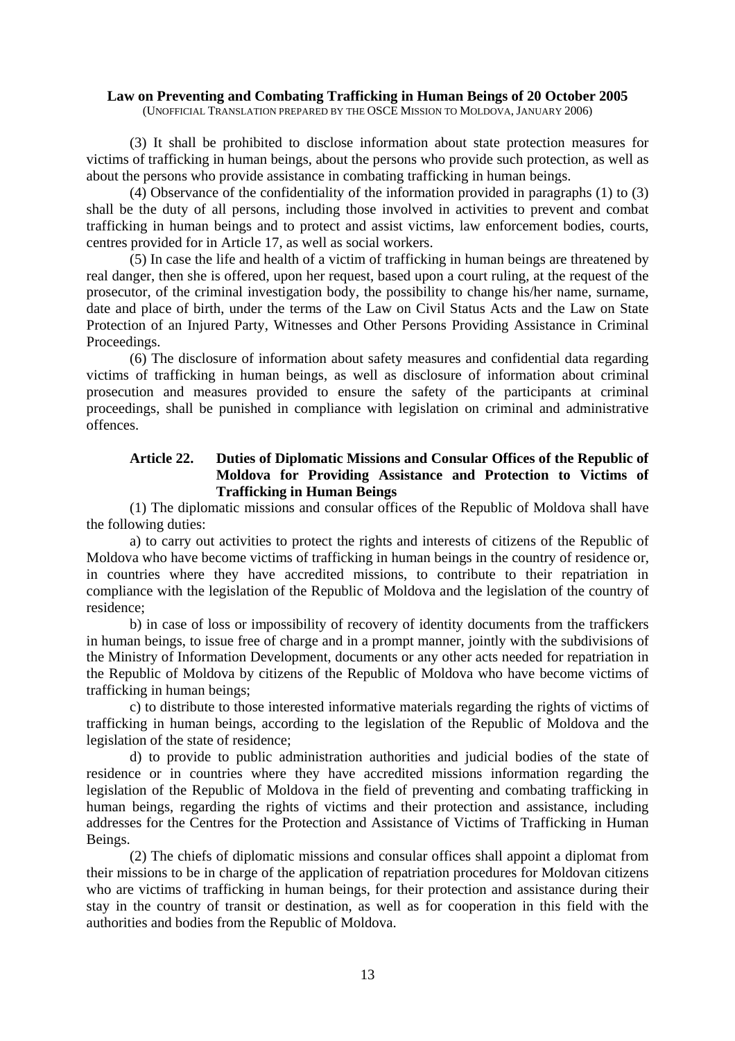(3) It shall be prohibited to disclose information about state protection measures for victims of trafficking in human beings, about the persons who provide such protection, as well as about the persons who provide assistance in combating trafficking in human beings.

(4) Observance of the confidentiality of the information provided in paragraphs (1) to (3) shall be the duty of all persons, including those involved in activities to prevent and combat trafficking in human beings and to protect and assist victims, law enforcement bodies, courts, centres provided for in Article 17, as well as social workers.

(5) In case the life and health of a victim of trafficking in human beings are threatened by real danger, then she is offered, upon her request, based upon a court ruling, at the request of the prosecutor, of the criminal investigation body, the possibility to change his/her name, surname, date and place of birth, under the terms of the Law on Civil Status Acts and the Law on State Protection of an Injured Party, Witnesses and Other Persons Providing Assistance in Criminal Proceedings.

(6) The disclosure of information about safety measures and confidential data regarding victims of trafficking in human beings, as well as disclosure of information about criminal prosecution and measures provided to ensure the safety of the participants at criminal proceedings, shall be punished in compliance with legislation on criminal and administrative offences.

### Article 22. Duties of Diplomatic Missions and Consular Offices of the Republic of Moldova for Providing Assistance and Protection to Victims of Trafficking in Human Beings

(1) The diplomatic missions and consular offices of the Republic of Moldova shall have the following duties:

a) to carry out activities to protect the rights and interests of citizens of the Republic of Moldova who have become victims of trafficking in human beings in the country of residence or, in countries where they have accredited missions, to contribute to their repatriation in compliance with the legislation of the Republic of Moldova and the legislation of the country of residence;

b) in case of loss or impossibility of recovery of identity documents from the traffickers in human beings, to issue free of charge and in a prompt manner, jointly with the subdivisions of the Ministry of Information Development, documents or any other acts needed for repatriation in the Republic of Moldova by citizens of the Republic of Moldova who have become victims of trafficking in human beings;

c) to distribute to those interested informative materials regarding the rights of victims of trafficking in human beings, according to the legislation of the Republic of Moldova and the legislation of the state of residence;

d) to provide to public administration authorities and judicial bodies of the state of residence or in countries where they have accredited missions information regarding the legislation of the Republic of Moldova in the field of preventing and combating trafficking in human beings, regarding the rights of victims and their protection and assistance, including addresses for the Centres for the Protection and Assistance of Victims of Trafficking in Human Beings.

(2) The chiefs of diplomatic missions and consular offices shall appoint a diplomat from their missions to be in charge of the application of repatriation procedures for Moldovan citizens who are victims of trafficking in human beings, for their protection and assistance during their stay in the country of transit or destination, as well as for cooperation in this field with the authorities and bodies from the Republic of Moldova.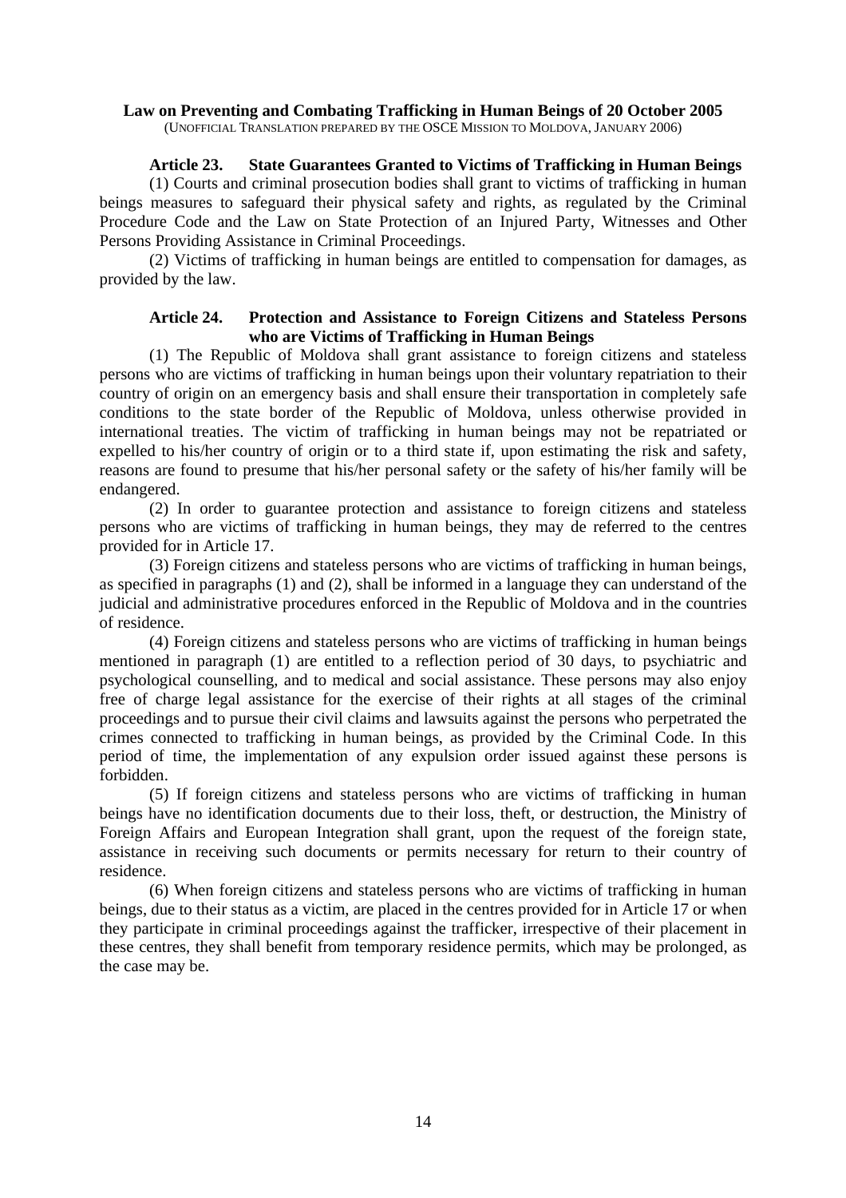**Law on Preventing and Combating Trafficking in Human Beings of 20 October 2005**
(UNOFFICIAL TRANSLATION PREPARED BY THE OSCE MISSION TO MOLDOVA, JANUARY 2006)

### Article 23. State Guarantees Granted to Victims of Trafficking in Human Beings

(1) Courts and criminal prosecution bodies shall grant to victims of trafficking in human beings measures to safeguard their physical safety and rights, as regulated by the Criminal Procedure Code and the Law on State Protection of an Injured Party, Witnesses and Other Persons Providing Assistance in Criminal Proceedings.

(2) Victims of trafficking in human beings are entitled to compensation for damages, as provided by the law.

### Article 24. Protection and Assistance to Foreign Citizens and Stateless Persons who are Victims of Trafficking in Human Beings

(1) The Republic of Moldova shall grant assistance to foreign citizens and stateless persons who are victims of trafficking in human beings upon their voluntary repatriation to their country of origin on an emergency basis and shall ensure their transportation in completely safe conditions to the state border of the Republic of Moldova, unless otherwise provided in international treaties. The victim of trafficking in human beings may not be repatriated or expelled to his/her country of origin or to a third state if, upon estimating the risk and safety, reasons are found to presume that his/her personal safety or the safety of his/her family will be endangered.

(2) In order to guarantee protection and assistance to foreign citizens and stateless persons who are victims of trafficking in human beings, they may de referred to the centres provided for in Article 17.

(3) Foreign citizens and stateless persons who are victims of trafficking in human beings, as specified in paragraphs (1) and (2), shall be informed in a language they can understand of the judicial and administrative procedures enforced in the Republic of Moldova and in the countries of residence.

(4) Foreign citizens and stateless persons who are victims of trafficking in human beings mentioned in paragraph (1) are entitled to a reflection period of 30 days, to psychiatric and psychological counselling, and to medical and social assistance. These persons may also enjoy free of charge legal assistance for the exercise of their rights at all stages of the criminal proceedings and to pursue their civil claims and lawsuits against the persons who perpetrated the crimes connected to trafficking in human beings, as provided by the Criminal Code. In this period of time, the implementation of any expulsion order issued against these persons is forbidden.

(5) If foreign citizens and stateless persons who are victims of trafficking in human beings have no identification documents due to their loss, theft, or destruction, the Ministry of Foreign Affairs and European Integration shall grant, upon the request of the foreign state, assistance in receiving such documents or permits necessary for return to their country of residence.

(6) When foreign citizens and stateless persons who are victims of trafficking in human beings, due to their status as a victim, are placed in the centres provided for in Article 17 or when they participate in criminal proceedings against the trafficker, irrespective of their placement in these centres, they shall benefit from temporary residence permits, which may be prolonged, as the case may be.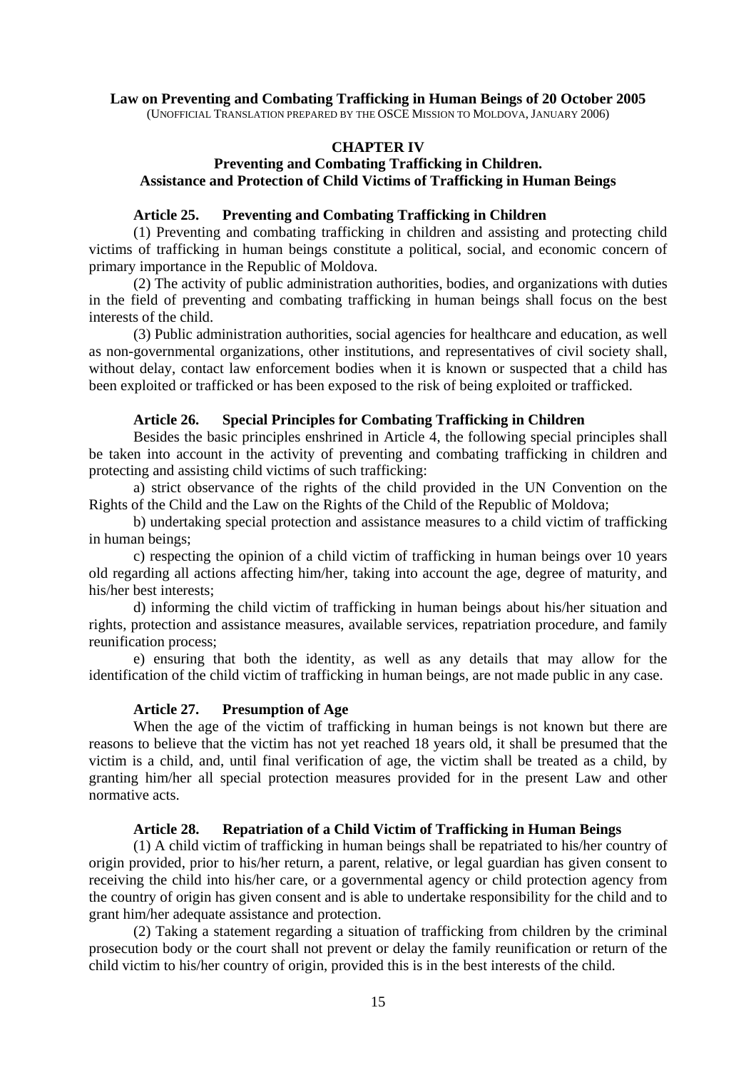**Law on Preventing and Combating Trafficking in Human Beings of 20 October 2005**

(UNOFFICIAL TRANSLATION PREPARED BY THE OSCE MISSION TO MOLDOVA, JANUARY 2006)

## CHAPTER IV

## Preventing and Combating Trafficking in Children. Assistance and Protection of Child Victims of Trafficking in Human Beings

### Article 25. Preventing and Combating Trafficking in Children

(1) Preventing and combating trafficking in children and assisting and protecting child victims of trafficking in human beings constitute a political, social, and economic concern of primary importance in the Republic of Moldova.

(2) The activity of public administration authorities, bodies, and organizations with duties in the field of preventing and combating trafficking in human beings shall focus on the best interests of the child.

(3) Public administration authorities, social agencies for healthcare and education, as well as non-governmental organizations, other institutions, and representatives of civil society shall, without delay, contact law enforcement bodies when it is known or suspected that a child has been exploited or trafficked or has been exposed to the risk of being exploited or trafficked.

### Article 26. Special Principles for Combating Trafficking in Children

Besides the basic principles enshrined in Article 4, the following special principles shall be taken into account in the activity of preventing and combating trafficking in children and protecting and assisting child victims of such trafficking:

a) strict observance of the rights of the child provided in the UN Convention on the Rights of the Child and the Law on the Rights of the Child of the Republic of Moldova;

b) undertaking special protection and assistance measures to a child victim of trafficking in human beings;

c) respecting the opinion of a child victim of trafficking in human beings over 10 years old regarding all actions affecting him/her, taking into account the age, degree of maturity, and his/her best interests;

d) informing the child victim of trafficking in human beings about his/her situation and rights, protection and assistance measures, available services, repatriation procedure, and family reunification process;

e) ensuring that both the identity, as well as any details that may allow for the identification of the child victim of trafficking in human beings, are not made public in any case.

### Article 27. Presumption of Age

When the age of the victim of trafficking in human beings is not known but there are reasons to believe that the victim has not yet reached 18 years old, it shall be presumed that the victim is a child, and, until final verification of age, the victim shall be treated as a child, by granting him/her all special protection measures provided for in the present Law and other normative acts.

### Article 28. Repatriation of a Child Victim of Trafficking in Human Beings

(1) A child victim of trafficking in human beings shall be repatriated to his/her country of origin provided, prior to his/her return, a parent, relative, or legal guardian has given consent to receiving the child into his/her care, or a governmental agency or child protection agency from the country of origin has given consent and is able to undertake responsibility for the child and to grant him/her adequate assistance and protection.

(2) Taking a statement regarding a situation of trafficking from children by the criminal prosecution body or the court shall not prevent or delay the family reunification or return of the child victim to his/her country of origin, provided this is in the best interests of the child.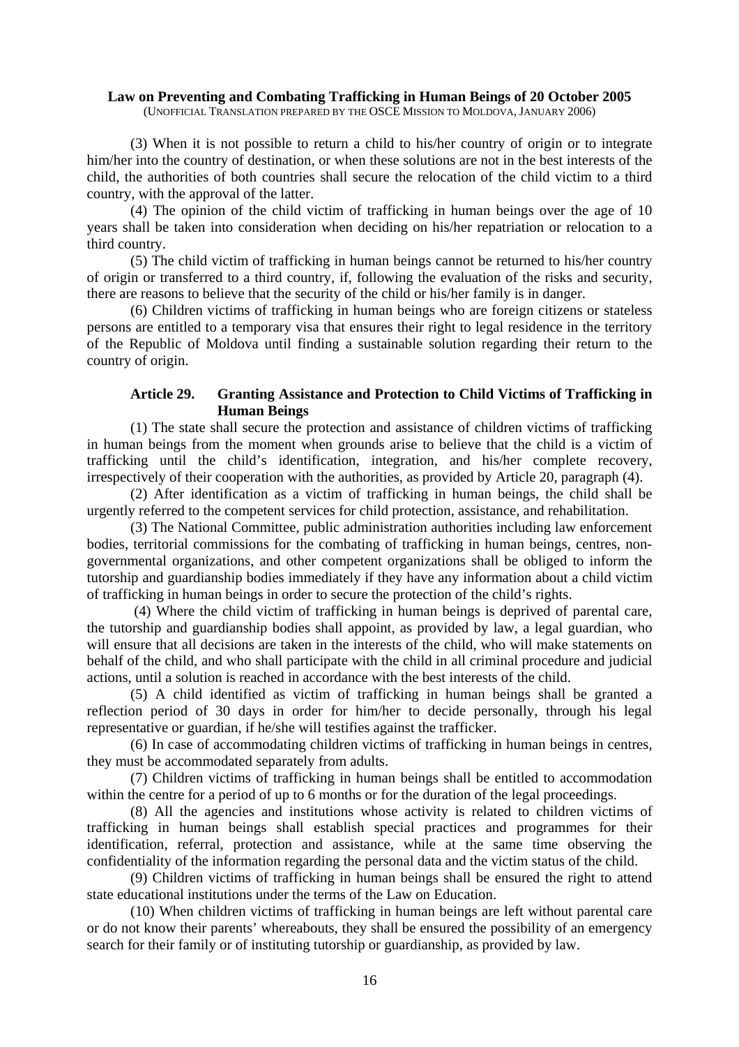(3) When it is not possible to return a child to his/her country of origin or to integrate him/her into the country of destination, or when these solutions are not in the best interests of the child, the authorities of both countries shall secure the relocation of the child victim to a third country, with the approval of the latter.

(4) The opinion of the child victim of trafficking in human beings over the age of 10 years shall be taken into consideration when deciding on his/her repatriation or relocation to a third country.

(5) The child victim of trafficking in human beings cannot be returned to his/her country of origin or transferred to a third country, if, following the evaluation of the risks and security, there are reasons to believe that the security of the child or his/her family is in danger.

(6) Children victims of trafficking in human beings who are foreign citizens or stateless persons are entitled to a temporary visa that ensures their right to legal residence in the territory of the Republic of Moldova until finding a sustainable solution regarding their return to the country of origin.

### Article 29. Granting Assistance and Protection to Child Victims of Trafficking in Human Beings

(1) The state shall secure the protection and assistance of children victims of trafficking in human beings from the moment when grounds arise to believe that the child is a victim of trafficking until the child's identification, integration, and his/her complete recovery, irrespectively of their cooperation with the authorities, as provided by Article 20, paragraph (4).

(2) After identification as a victim of trafficking in human beings, the child shall be urgently referred to the competent services for child protection, assistance, and rehabilitation.

(3) The National Committee, public administration authorities including law enforcement bodies, territorial commissions for the combating of trafficking in human beings, centres, non-governmental organizations, and other competent organizations shall be obliged to inform the tutorship and guardianship bodies immediately if they have any information about a child victim of trafficking in human beings in order to secure the protection of the child's rights.

(4) Where the child victim of trafficking in human beings is deprived of parental care, the tutorship and guardianship bodies shall appoint, as provided by law, a legal guardian, who will ensure that all decisions are taken in the interests of the child, who will make statements on behalf of the child, and who shall participate with the child in all criminal procedure and judicial actions, until a solution is reached in accordance with the best interests of the child.

(5) A child identified as victim of trafficking in human beings shall be granted a reflection period of 30 days in order for him/her to decide personally, through his legal representative or guardian, if he/she will testifies against the trafficker.

(6) In case of accommodating children victims of trafficking in human beings in centres, they must be accommodated separately from adults.

(7) Children victims of trafficking in human beings shall be entitled to accommodation within the centre for a period of up to 6 months or for the duration of the legal proceedings.

(8) All the agencies and institutions whose activity is related to children victims of trafficking in human beings shall establish special practices and programmes for their identification, referral, protection and assistance, while at the same time observing the confidentiality of the information regarding the personal data and the victim status of the child.

(9) Children victims of trafficking in human beings shall be ensured the right to attend state educational institutions under the terms of the Law on Education.

(10) When children victims of trafficking in human beings are left without parental care or do not know their parents' whereabouts, they shall be ensured the possibility of an emergency search for their family or of instituting tutorship or guardianship, as provided by law.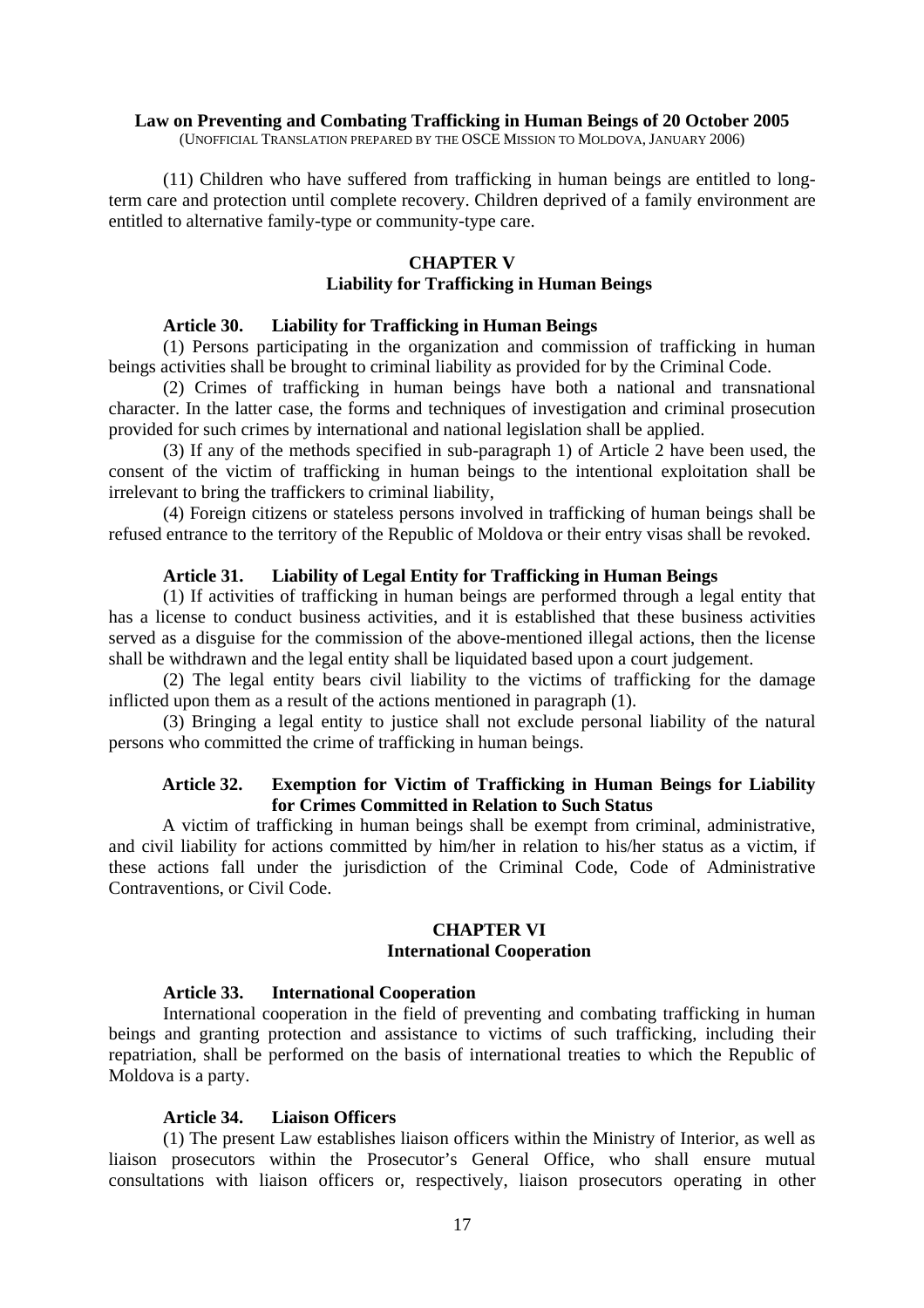(11) Children who have suffered from trafficking in human beings are entitled to long-term care and protection until complete recovery. Children deprived of a family environment are entitled to alternative family-type or community-type care.

## CHAPTER V
## Liability for Trafficking in Human Beings

### Article 30. Liability for Trafficking in Human Beings

(1) Persons participating in the organization and commission of trafficking in human beings activities shall be brought to criminal liability as provided for by the Criminal Code.

(2) Crimes of trafficking in human beings have both a national and transnational character. In the latter case, the forms and techniques of investigation and criminal prosecution provided for such crimes by international and national legislation shall be applied.

(3) If any of the methods specified in sub-paragraph 1) of Article 2 have been used, the consent of the victim of trafficking in human beings to the intentional exploitation shall be irrelevant to bring the traffickers to criminal liability,

(4) Foreign citizens or stateless persons involved in trafficking of human beings shall be refused entrance to the territory of the Republic of Moldova or their entry visas shall be revoked.

### Article 31. Liability of Legal Entity for Trafficking in Human Beings

(1) If activities of trafficking in human beings are performed through a legal entity that has a license to conduct business activities, and it is established that these business activities served as a disguise for the commission of the above-mentioned illegal actions, then the license shall be withdrawn and the legal entity shall be liquidated based upon a court judgement.

(2) The legal entity bears civil liability to the victims of trafficking for the damage inflicted upon them as a result of the actions mentioned in paragraph (1).

(3) Bringing a legal entity to justice shall not exclude personal liability of the natural persons who committed the crime of trafficking in human beings.

### Article 32. Exemption for Victim of Trafficking in Human Beings for Liability for Crimes Committed in Relation to Such Status

A victim of trafficking in human beings shall be exempt from criminal, administrative, and civil liability for actions committed by him/her in relation to his/her status as a victim, if these actions fall under the jurisdiction of the Criminal Code, Code of Administrative Contraventions, or Civil Code.

## CHAPTER VI
## International Cooperation

### Article 33. International Cooperation

International cooperation in the field of preventing and combating trafficking in human beings and granting protection and assistance to victims of such trafficking, including their repatriation, shall be performed on the basis of international treaties to which the Republic of Moldova is a party.

### Article 34. Liaison Officers

(1) The present Law establishes liaison officers within the Ministry of Interior, as well as liaison prosecutors within the Prosecutor's General Office, who shall ensure mutual consultations with liaison officers or, respectively, liaison prosecutors operating in other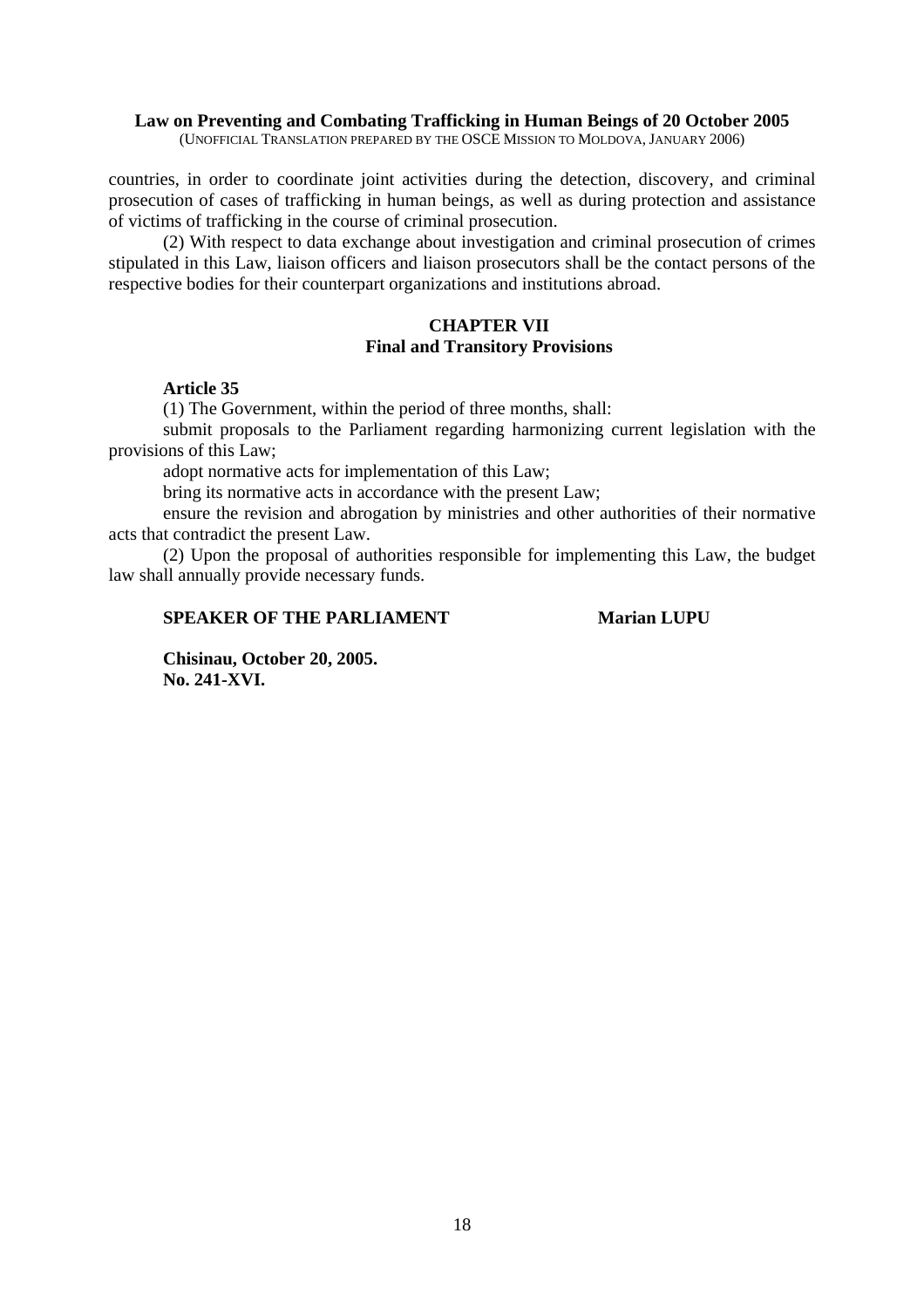countries, in order to coordinate joint activities during the detection, discovery, and criminal prosecution of cases of trafficking in human beings, as well as during protection and assistance of victims of trafficking in the course of criminal prosecution.

(2) With respect to data exchange about investigation and criminal prosecution of crimes stipulated in this Law, liaison officers and liaison prosecutors shall be the contact persons of the respective bodies for their counterpart organizations and institutions abroad.

## CHAPTER VII
## Final and Transitory Provisions

**Article 35**

(1) The Government, within the period of three months, shall:

submit proposals to the Parliament regarding harmonizing current legislation with the provisions of this Law;

adopt normative acts for implementation of this Law;

bring its normative acts in accordance with the present Law;

ensure the revision and abrogation by ministries and other authorities of their normative acts that contradict the present Law.

(2) Upon the proposal of authorities responsible for implementing this Law, the budget law shall annually provide necessary funds.

**SPEAKER OF THE PARLIAMENT Marian LUPU**

**Chisinau, October 20, 2005.**
**No. 241-XVI.**